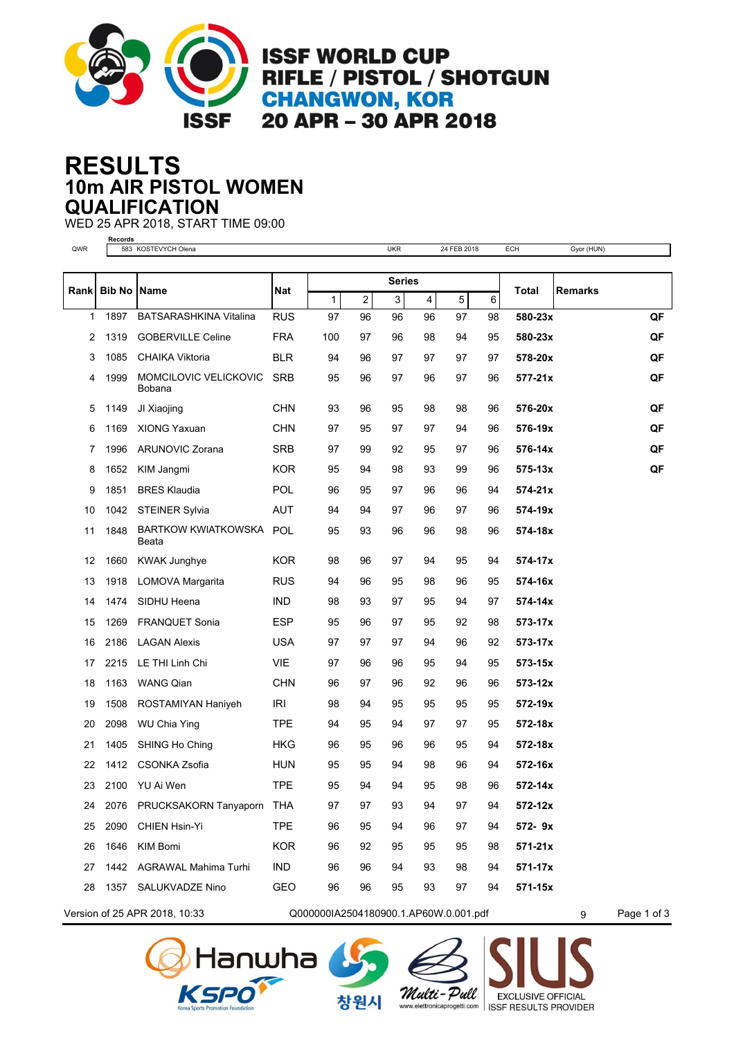# ISSF WORLD CUP
# RIFLE / PISTOL / SHOTGUN
# CHANGWON, KOR
# 20 APR – 30 APR 2018

# RESULTS
## 10m AIR PISTOL WOMEN
## QUALIFICATION

WED 25 APR 2018, START TIME 09:00

| | Records | | | | |
|---|---|---|---|---|---|
| QWR | 583 KOSTEVYCH Olena | UKR | 24 FEB 2018 | ECH | Gyor (HUN) |

| Rank | Bib No | Name | Nat | Series 1 | 2 | 3 | 4 | 5 | 6 | Total | Remarks |
|---|---|---|---|---|---|---|---|---|---|---|---|
| 1 | 1897 | BATSARASHKINA Vitalina | RUS | 97 | 96 | 96 | 96 | 97 | 98 | **580-23x** | **QF** |
| 2 | 1319 | GOBERVILLE Celine | FRA | 100 | 97 | 96 | 98 | 94 | 95 | **580-23x** | **QF** |
| 3 | 1085 | CHAIKA Viktoria | BLR | 94 | 96 | 97 | 97 | 97 | 97 | **578-20x** | **QF** |
| 4 | 1999 | MOMCILOVIC VELICKOVIC Bobana | SRB | 95 | 96 | 97 | 96 | 97 | 96 | **577-21x** | **QF** |
| 5 | 1149 | JI Xiaojing | CHN | 93 | 96 | 95 | 98 | 98 | 96 | **576-20x** | **QF** |
| 6 | 1169 | XIONG Yaxuan | CHN | 97 | 95 | 97 | 97 | 94 | 96 | **576-19x** | **QF** |
| 7 | 1996 | ARUNOVIC Zorana | SRB | 97 | 99 | 92 | 95 | 97 | 96 | **576-14x** | **QF** |
| 8 | 1652 | KIM Jangmi | KOR | 95 | 94 | 98 | 93 | 99 | 96 | **575-13x** | **QF** |
| 9 | 1851 | BRES Klaudia | POL | 96 | 95 | 97 | 96 | 96 | 94 | **574-21x** | |
| 10 | 1042 | STEINER Sylvia | AUT | 94 | 94 | 97 | 96 | 97 | 96 | **574-19x** | |
| 11 | 1848 | BARTKOW KWIATKOWSKA Beata | POL | 95 | 93 | 96 | 96 | 98 | 96 | **574-18x** | |
| 12 | 1660 | KWAK Junghye | KOR | 98 | 96 | 97 | 94 | 95 | 94 | **574-17x** | |
| 13 | 1918 | LOMOVA Margarita | RUS | 94 | 96 | 95 | 98 | 96 | 95 | **574-16x** | |
| 14 | 1474 | SIDHU Heena | IND | 98 | 93 | 97 | 95 | 94 | 97 | **574-14x** | |
| 15 | 1269 | FRANQUET Sonia | ESP | 95 | 96 | 97 | 95 | 92 | 98 | **573-17x** | |
| 16 | 2186 | LAGAN Alexis | USA | 97 | 97 | 97 | 94 | 96 | 92 | **573-17x** | |
| 17 | 2215 | LE THI Linh Chi | VIE | 97 | 96 | 96 | 95 | 94 | 95 | **573-15x** | |
| 18 | 1163 | WANG Qian | CHN | 96 | 97 | 96 | 92 | 96 | 96 | **573-12x** | |
| 19 | 1508 | ROSTAMIYAN Haniyeh | IRI | 98 | 94 | 95 | 95 | 95 | 95 | **572-19x** | |
| 20 | 2098 | WU Chia Ying | TPE | 94 | 95 | 94 | 97 | 97 | 95 | **572-18x** | |
| 21 | 1405 | SHING Ho Ching | HKG | 96 | 95 | 96 | 96 | 95 | 94 | **572-18x** | |
| 22 | 1412 | CSONKA Zsofia | HUN | 95 | 95 | 94 | 98 | 96 | 94 | **572-16x** | |
| 23 | 2100 | YU Ai Wen | TPE | 95 | 94 | 94 | 95 | 98 | 96 | **572-14x** | |
| 24 | 2076 | PRUCKSAKORN Tanyaporn | THA | 97 | 97 | 93 | 94 | 97 | 94 | **572-12x** | |
| 25 | 2090 | CHIEN Hsin-Yi | TPE | 96 | 95 | 94 | 96 | 97 | 94 | **572- 9x** | |
| 26 | 1646 | KIM Bomi | KOR | 96 | 92 | 95 | 95 | 95 | 98 | **571-21x** | |
| 27 | 1442 | AGRAWAL Mahima Turhi | IND | 96 | 96 | 94 | 93 | 98 | 94 | **571-17x** | |
| 28 | 1357 | SALUKVADZE Nino | GEO | 96 | 96 | 95 | 93 | 97 | 94 | **571-15x** | |

Version of 25 APR 2018, 10:33 Q000000IA2504180900.1.AP60W.0.001.pdf 9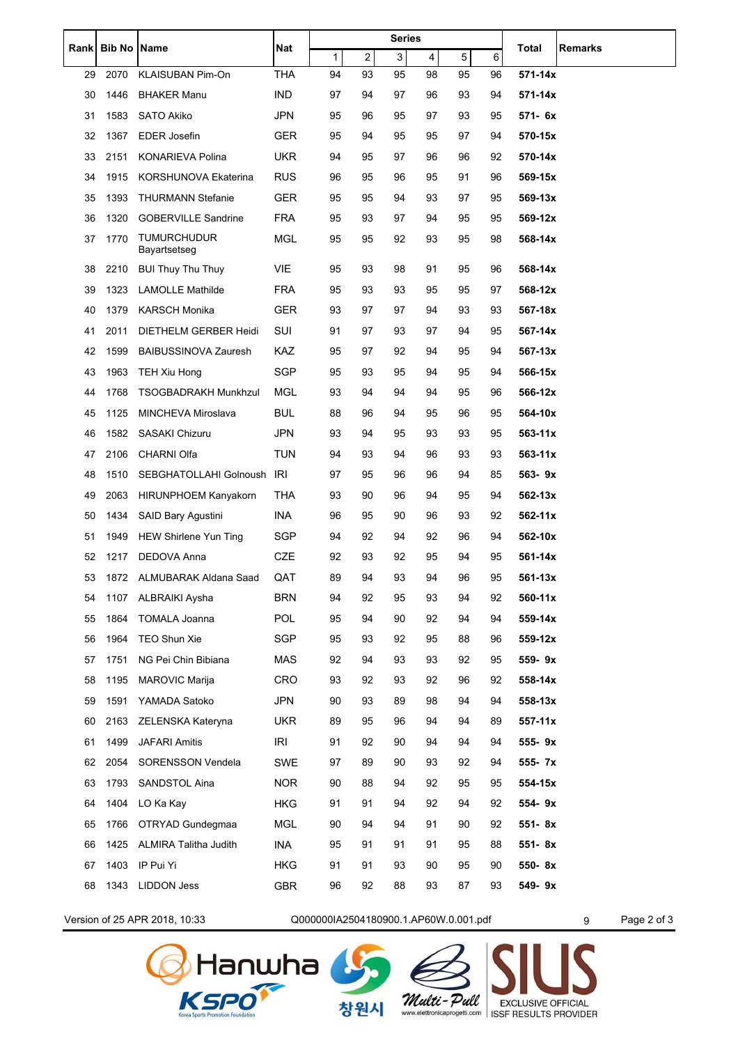| Rank | Bib No | Name | Nat | Series | | | | | | Total | Remarks |
|---|---|---|---|---|---|---|---|---|---|---|---|
| | | | | 1 | 2 | 3 | 4 | 5 | 6 | | |
| 29 | 2070 | KLAISUBAN Pim-On | THA | 94 | 93 | 95 | 98 | 95 | 96 | **571-14x** | |
| 30 | 1446 | BHAKER Manu | IND | 97 | 94 | 97 | 96 | 93 | 94 | **571-14x** | |
| 31 | 1583 | SATO Akiko | JPN | 95 | 96 | 95 | 97 | 93 | 95 | **571- 6x** | |
| 32 | 1367 | EDER Josefin | GER | 95 | 94 | 95 | 95 | 97 | 94 | **570-15x** | |
| 33 | 2151 | KONARIEVA Polina | UKR | 94 | 95 | 97 | 96 | 96 | 92 | **570-14x** | |
| 34 | 1915 | KORSHUNOVA Ekaterina | RUS | 96 | 95 | 96 | 95 | 91 | 96 | **569-15x** | |
| 35 | 1393 | THURMANN Stefanie | GER | 95 | 95 | 94 | 93 | 97 | 95 | **569-13x** | |
| 36 | 1320 | GOBERVILLE Sandrine | FRA | 95 | 93 | 97 | 94 | 95 | 95 | **569-12x** | |
| 37 | 1770 | TUMURCHUDUR Bayartsetseg | MGL | 95 | 95 | 92 | 93 | 95 | 98 | **568-14x** | |
| 38 | 2210 | BUI Thuy Thu Thuy | VIE | 95 | 93 | 98 | 91 | 95 | 96 | **568-14x** | |
| 39 | 1323 | LAMOLLE Mathilde | FRA | 95 | 93 | 93 | 95 | 95 | 97 | **568-12x** | |
| 40 | 1379 | KARSCH Monika | GER | 93 | 97 | 97 | 94 | 93 | 93 | **567-18x** | |
| 41 | 2011 | DIETHELM GERBER Heidi | SUI | 91 | 97 | 93 | 97 | 94 | 95 | **567-14x** | |
| 42 | 1599 | BAIBUSSINOVA Zauresh | KAZ | 95 | 97 | 92 | 94 | 95 | 94 | **567-13x** | |
| 43 | 1963 | TEH Xiu Hong | SGP | 95 | 93 | 95 | 94 | 95 | 94 | **566-15x** | |
| 44 | 1768 | TSOGBADRAKH Munkhzul | MGL | 93 | 94 | 94 | 94 | 95 | 96 | **566-12x** | |
| 45 | 1125 | MINCHEVA Miroslava | BUL | 88 | 96 | 94 | 95 | 96 | 95 | **564-10x** | |
| 46 | 1582 | SASAKI Chizuru | JPN | 93 | 94 | 95 | 93 | 93 | 95 | **563-11x** | |
| 47 | 2106 | CHARNI Olfa | TUN | 94 | 93 | 94 | 96 | 93 | 93 | **563-11x** | |
| 48 | 1510 | SEBGHATOLLAHI Golnoush | IRI | 97 | 95 | 96 | 96 | 94 | 85 | **563- 9x** | |
| 49 | 2063 | HIRUNPHOEM Kanyakorn | THA | 93 | 90 | 96 | 94 | 95 | 94 | **562-13x** | |
| 50 | 1434 | SAID Bary Agustini | INA | 96 | 95 | 90 | 96 | 93 | 92 | **562-11x** | |
| 51 | 1949 | HEW Shirlene Yun Ting | SGP | 94 | 92 | 94 | 92 | 96 | 94 | **562-10x** | |
| 52 | 1217 | DEDOVA Anna | CZE | 92 | 93 | 92 | 95 | 94 | 95 | **561-14x** | |
| 53 | 1872 | ALMUBARAK Aldana Saad | QAT | 89 | 94 | 93 | 94 | 96 | 95 | **561-13x** | |
| 54 | 1107 | ALBRAIKI Aysha | BRN | 94 | 92 | 95 | 93 | 94 | 92 | **560-11x** | |
| 55 | 1864 | TOMALA Joanna | POL | 95 | 94 | 90 | 92 | 94 | 94 | **559-14x** | |
| 56 | 1964 | TEO Shun Xie | SGP | 95 | 93 | 92 | 95 | 88 | 96 | **559-12x** | |
| 57 | 1751 | NG Pei Chin Bibiana | MAS | 92 | 94 | 93 | 93 | 92 | 95 | **559- 9x** | |
| 58 | 1195 | MAROVIC Marija | CRO | 93 | 92 | 93 | 92 | 96 | 92 | **558-14x** | |
| 59 | 1591 | YAMADA Satoko | JPN | 90 | 93 | 89 | 98 | 94 | 94 | **558-13x** | |
| 60 | 2163 | ZELENSKA Kateryna | UKR | 89 | 95 | 96 | 94 | 94 | 89 | **557-11x** | |
| 61 | 1499 | JAFARI Amitis | IRI | 91 | 92 | 90 | 94 | 94 | 94 | **555- 9x** | |
| 62 | 2054 | SORENSSON Vendela | SWE | 97 | 89 | 90 | 93 | 92 | 94 | **555- 7x** | |
| 63 | 1793 | SANDSTOL Aina | NOR | 90 | 88 | 94 | 92 | 95 | 95 | **554-15x** | |
| 64 | 1404 | LO Ka Kay | HKG | 91 | 91 | 94 | 92 | 94 | 92 | **554- 9x** | |
| 65 | 1766 | OTRYAD Gundegmaa | MGL | 90 | 94 | 94 | 91 | 90 | 92 | **551- 8x** | |
| 66 | 1425 | ALMIRA Talitha Judith | INA | 95 | 91 | 91 | 91 | 95 | 88 | **551- 8x** | |
| 67 | 1403 | IP Pui Yi | HKG | 91 | 91 | 93 | 90 | 95 | 90 | **550- 8x** | |
| 68 | 1343 | LIDDON Jess | GBR | 96 | 92 | 88 | 93 | 87 | 93 | **549- 9x** | |

Version of 25 APR 2018, 10:33 Q000000IA2504180900.1.AP60W.0.001.pdf 9

Hanwha KSPO Korea Sports Promotion Foundation 창원시 Multi-Pull www.elettronicaprogetti.com SIUS EXCLUSIVE OFFICIAL ISSF RESULTS PROVIDER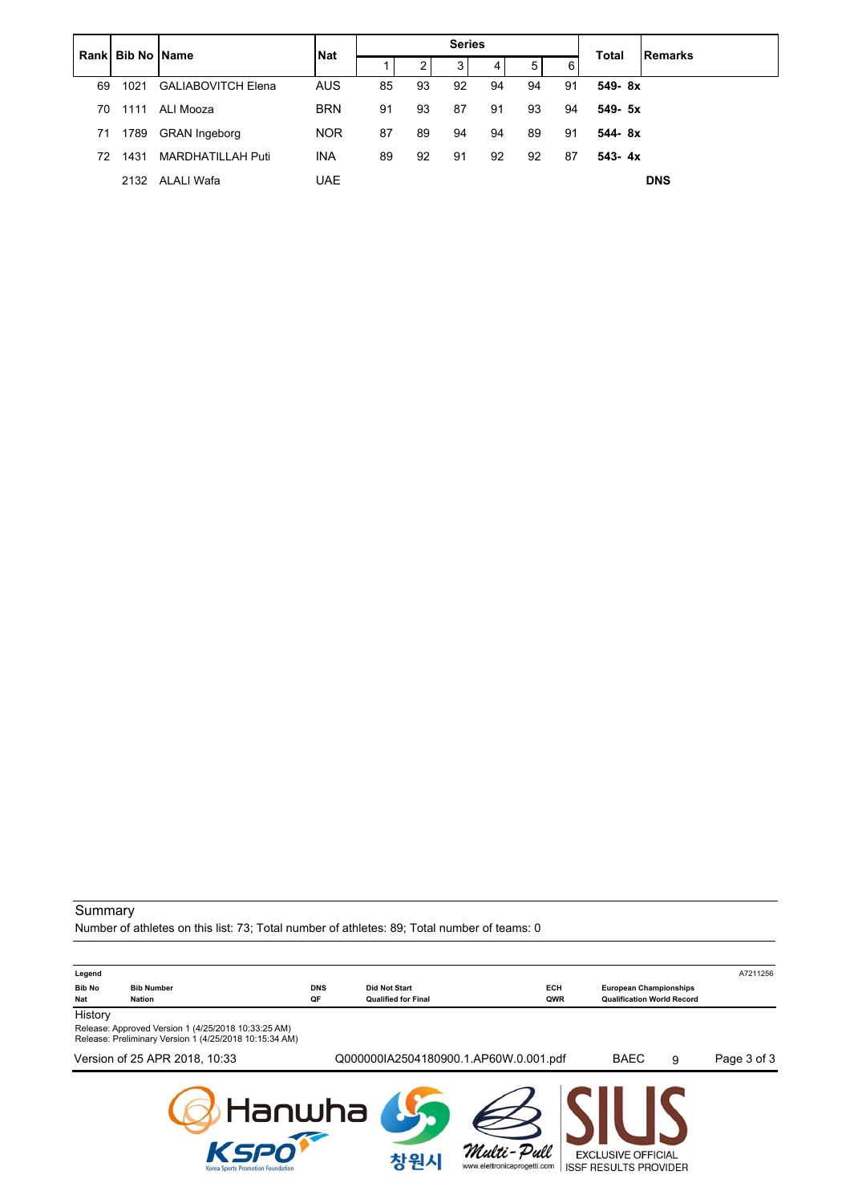| Rank | Bib No | Name | Nat | Series | | | | | | Total | Remarks |
|---|---|---|---|---|---|---|---|---|---|---|---|
| | | | | 1 | 2 | 3 | 4 | 5 | 6 | | |
| 69 | 1021 | GALIABOVITCH Elena | AUS | 85 | 93 | 92 | 94 | 94 | 91 | **549- 8x** | |
| 70 | 1111 | ALI Mooza | BRN | 91 | 93 | 87 | 91 | 93 | 94 | **549- 5x** | |
| 71 | 1789 | GRAN Ingeborg | NOR | 87 | 89 | 94 | 94 | 89 | 91 | **544- 8x** | |
| 72 | 1431 | MARDHATILLAH Puti | INA | 89 | 92 | 91 | 92 | 92 | 87 | **543- 4x** | |
| | 2132 | ALALI Wafa | UAE | | | | | | | | **DNS** |

Summary

Number of athletes on this list: 73; Total number of athletes: 89; Total number of teams: 0

**Legend**

A7211256

| | | | | | |
|---|---|---|---|---|---|
| Bib No | Bib Number | DNS | Did Not Start | ECH | European Championships |
| Nat | Nation | QF | Qualified for Final | QWR | Qualification World Record |

History

Release: Approved Version 1 (4/25/2018 10:33:25 AM)
Release: Preliminary Version 1 (4/25/2018 10:15:34 AM)

Version of 25 APR 2018, 10:33 Q000000IA2504180900.1.AP60W.0.001.pdf BAEC 9

Hanwha KSPO Korea Sports Promotion Foundation 창원시 Multi-Pull www.elettronicaprogetti.com SIUS EXCLUSIVE OFFICIAL ISSF RESULTS PROVIDER